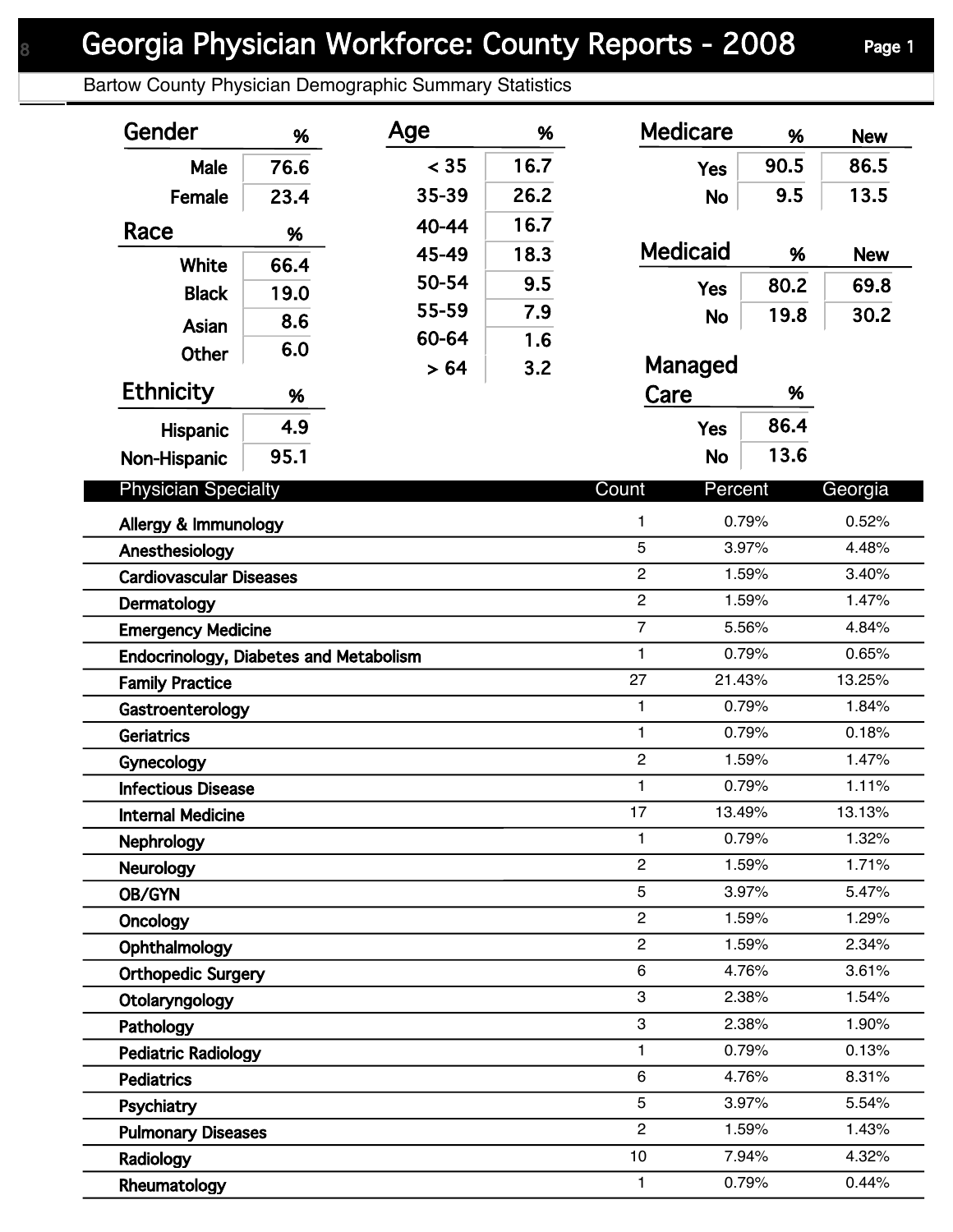# Georgia Physician Workforce: County Reports - 2008

## Bartow County Physician Demographic Summary Statistics

### Gender

| Gender | % |
|---|---|
| Male | 76.6 |
| Female | 23.4 |

### Race

| Race | % |
|---|---|
| White | 66.4 |
| Black | 19.0 |
| Asian | 8.6 |
| Other | 6.0 |

### Ethnicity

| Ethnicity | % |
|---|---|
| Hispanic | 4.9 |
| Non-Hispanic | 95.1 |

### Age

| Age | % |
|---|---|
| < 35 | 16.7 |
| 35-39 | 26.2 |
| 40-44 | 16.7 |
| 45-49 | 18.3 |
| 50-54 | 9.5 |
| 55-59 | 7.9 |
| 60-64 | 1.6 |
| > 64 | 3.2 |

### Medicare

| Medicare | % | New |
|---|---|---|
| Yes | 90.5 | 86.5 |
| No | 9.5 | 13.5 |

### Medicaid

| Medicaid | % | New |
|---|---|---|
| Yes | 80.2 | 69.8 |
| No | 19.8 | 30.2 |

### Managed Care

| Managed Care | % |
|---|---|
| Yes | 86.4 |
| No | 13.6 |

### Physician Specialty

| Physician Specialty | Count | Percent | Georgia |
|---|---|---|---|
| Allergy & Immunology | 1 | 0.79% | 0.52% |
| Anesthesiology | 5 | 3.97% | 4.48% |
| Cardiovascular Diseases | 2 | 1.59% | 3.40% |
| Dermatology | 2 | 1.59% | 1.47% |
| Emergency Medicine | 7 | 5.56% | 4.84% |
| Endocrinology, Diabetes and Metabolism | 1 | 0.79% | 0.65% |
| Family Practice | 27 | 21.43% | 13.25% |
| Gastroenterology | 1 | 0.79% | 1.84% |
| Geriatrics | 1 | 0.79% | 0.18% |
| Gynecology | 2 | 1.59% | 1.47% |
| Infectious Disease | 1 | 0.79% | 1.11% |
| Internal Medicine | 17 | 13.49% | 13.13% |
| Nephrology | 1 | 0.79% | 1.32% |
| Neurology | 2 | 1.59% | 1.71% |
| OB/GYN | 5 | 3.97% | 5.47% |
| Oncology | 2 | 1.59% | 1.29% |
| Ophthalmology | 2 | 1.59% | 2.34% |
| Orthopedic Surgery | 6 | 4.76% | 3.61% |
| Otolaryngology | 3 | 2.38% | 1.54% |
| Pathology | 3 | 2.38% | 1.90% |
| Pediatric Radiology | 1 | 0.79% | 0.13% |
| Pediatrics | 6 | 4.76% | 8.31% |
| Psychiatry | 5 | 3.97% | 5.54% |
| Pulmonary Diseases | 2 | 1.59% | 1.43% |
| Radiology | 10 | 7.94% | 4.32% |
| Rheumatology | 1 | 0.79% | 0.44% |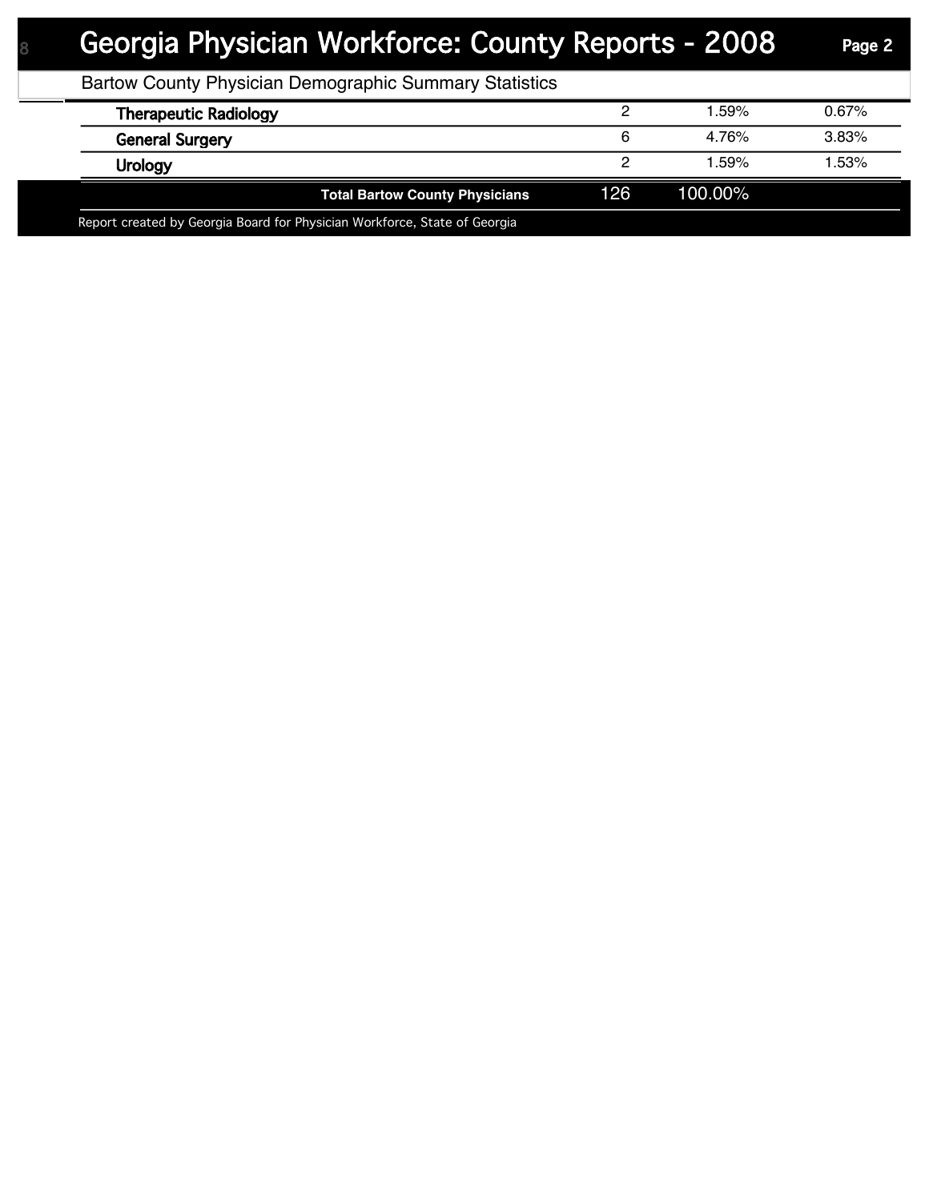Bartow County Physician Demographic Summary Statistics

| | | | |
|---|---|---|---|
| Therapeutic Radiology | 2 | 1.59% | 0.67% |
| General Surgery | 6 | 4.76% | 3.83% |
| Urology | 2 | 1.59% | 1.53% |
| **Total Bartow County Physicians** | 126 | 100.00% | |

Report created by Georgia Board for Physician Workforce, State of Georgia